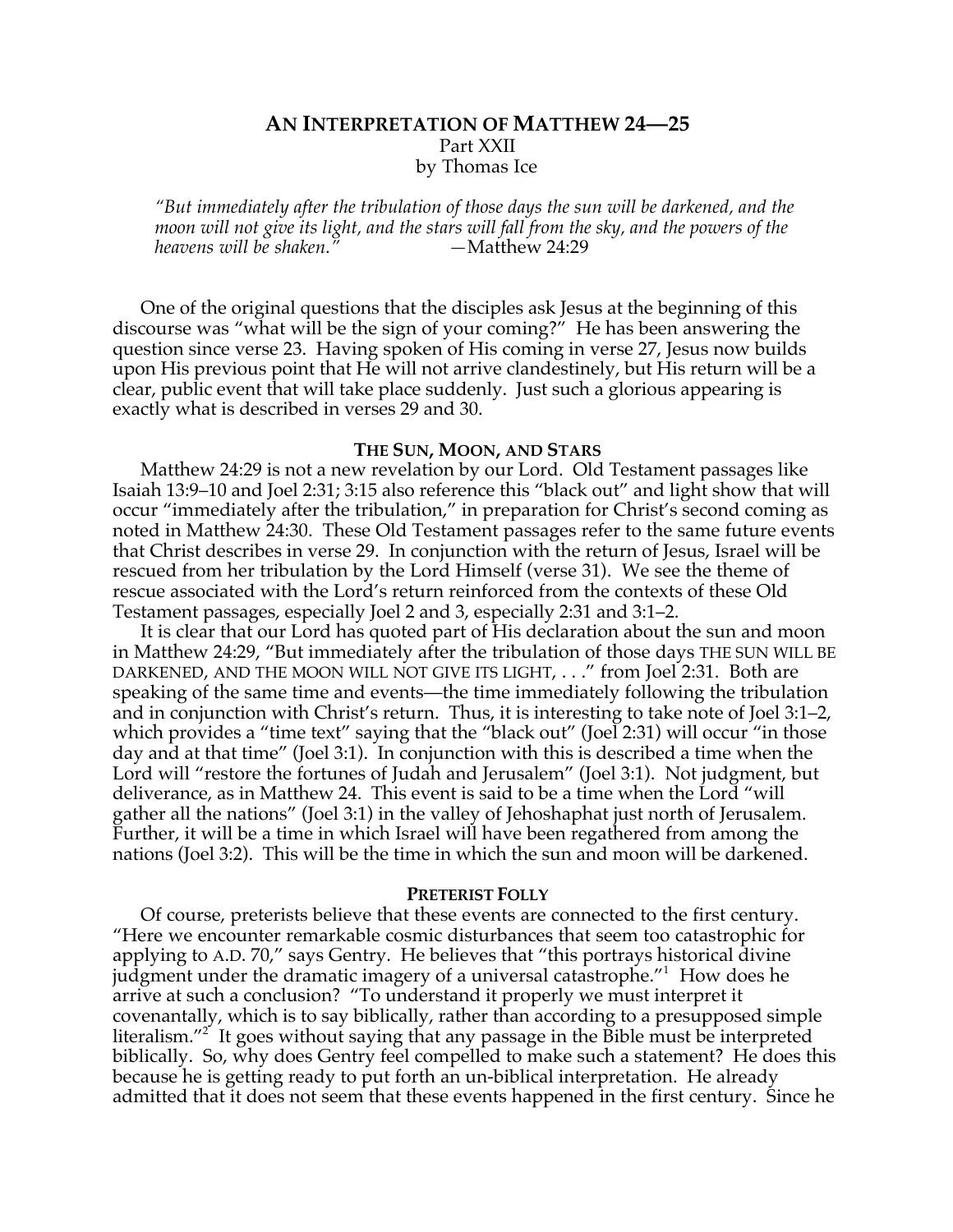# AN INTERPRETATION OF MATTHEW 24—25

Part XXII

by Thomas Ice

*"But immediately after the tribulation of those days the sun will be darkened, and the moon will not give its light, and the stars will fall from the sky, and the powers of the heavens will be shaken."* —Matthew 24:29

One of the original questions that the disciples ask Jesus at the beginning of this discourse was "what will be the sign of your coming?" He has been answering the question since verse 23. Having spoken of His coming in verse 27, Jesus now builds upon His previous point that He will not arrive clandestinely, but His return will be a clear, public event that will take place suddenly. Just such a glorious appearing is exactly what is described in verses 29 and 30.

### THE SUN, MOON, AND STARS

Matthew 24:29 is not a new revelation by our Lord. Old Testament passages like Isaiah 13:9–10 and Joel 2:31; 3:15 also reference this "black out" and light show that will occur "immediately after the tribulation," in preparation for Christ's second coming as noted in Matthew 24:30. These Old Testament passages refer to the same future events that Christ describes in verse 29. In conjunction with the return of Jesus, Israel will be rescued from her tribulation by the Lord Himself (verse 31). We see the theme of rescue associated with the Lord's return reinforced from the contexts of these Old Testament passages, especially Joel 2 and 3, especially 2:31 and 3:1–2.

It is clear that our Lord has quoted part of His declaration about the sun and moon in Matthew 24:29, "But immediately after the tribulation of those days THE SUN WILL BE DARKENED, AND THE MOON WILL NOT GIVE ITS LIGHT, . . ." from Joel 2:31. Both are speaking of the same time and events—the time immediately following the tribulation and in conjunction with Christ's return. Thus, it is interesting to take note of Joel 3:1–2, which provides a "time text" saying that the "black out" (Joel 2:31) will occur "in those day and at that time" (Joel 3:1). In conjunction with this is described a time when the Lord will "restore the fortunes of Judah and Jerusalem" (Joel 3:1). Not judgment, but deliverance, as in Matthew 24. This event is said to be a time when the Lord "will gather all the nations" (Joel 3:1) in the valley of Jehoshaphat just north of Jerusalem. Further, it will be a time in which Israel will have been regathered from among the nations (Joel 3:2). This will be the time in which the sun and moon will be darkened.

### PRETERIST FOLLY

Of course, preterists believe that these events are connected to the first century. "Here we encounter remarkable cosmic disturbances that seem too catastrophic for applying to A.D. 70," says Gentry. He believes that "this portrays historical divine judgment under the dramatic imagery of a universal catastrophe."[1] How does he arrive at such a conclusion? "To understand it properly we must interpret it covenantally, which is to say biblically, rather than according to a presupposed simple literalism."[2] It goes without saying that any passage in the Bible must be interpreted biblically. So, why does Gentry feel compelled to make such a statement? He does this because he is getting ready to put forth an un-biblical interpretation. He already admitted that it does not seem that these events happened in the first century. Since he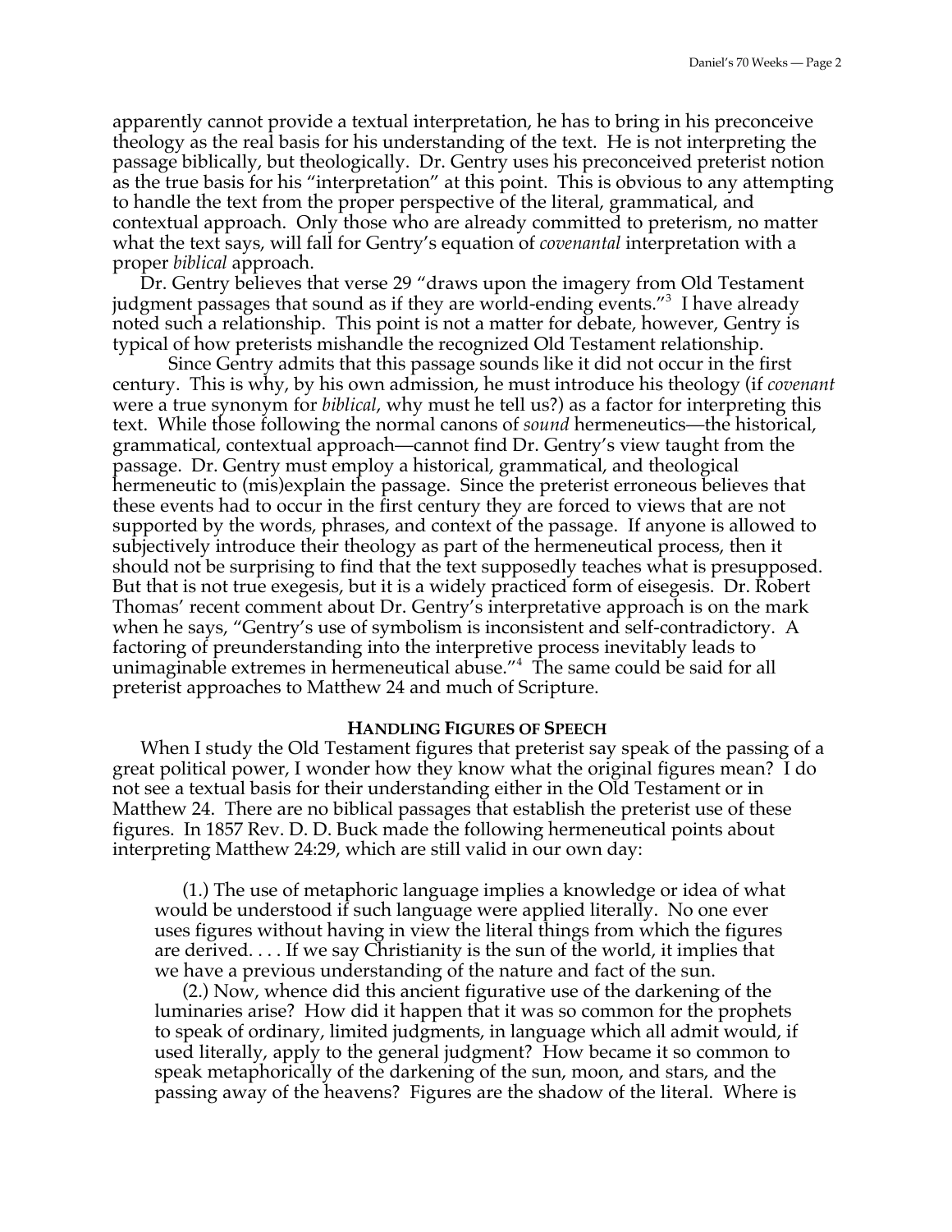apparently cannot provide a textual interpretation, he has to bring in his preconceive theology as the real basis for his understanding of the text. He is not interpreting the passage biblically, but theologically. Dr. Gentry uses his preconceived preterist notion as the true basis for his "interpretation" at this point. This is obvious to any attempting to handle the text from the proper perspective of the literal, grammatical, and contextual approach. Only those who are already committed to preterism, no matter what the text says, will fall for Gentry's equation of *covenantal* interpretation with a proper *biblical* approach.

Dr. Gentry believes that verse 29 "draws upon the imagery from Old Testament judgment passages that sound as if they are world-ending events."[3] I have already noted such a relationship. This point is not a matter for debate, however, Gentry is typical of how preterists mishandle the recognized Old Testament relationship.

Since Gentry admits that this passage sounds like it did not occur in the first century. This is why, by his own admission, he must introduce his theology (if *covenant* were a true synonym for *biblical*, why must he tell us?) as a factor for interpreting this text. While those following the normal canons of *sound* hermeneutics—the historical, grammatical, contextual approach—cannot find Dr. Gentry's view taught from the passage. Dr. Gentry must employ a historical, grammatical, and theological hermeneutic to (mis)explain the passage. Since the preterist erroneous believes that these events had to occur in the first century they are forced to views that are not supported by the words, phrases, and context of the passage. If anyone is allowed to subjectively introduce their theology as part of the hermeneutical process, then it should not be surprising to find that the text supposedly teaches what is presupposed. But that is not true exegesis, but it is a widely practiced form of eisegesis. Dr. Robert Thomas' recent comment about Dr. Gentry's interpretative approach is on the mark when he says, "Gentry's use of symbolism is inconsistent and self-contradictory. A factoring of preunderstanding into the interpretive process inevitably leads to unimaginable extremes in hermeneutical abuse."[4] The same could be said for all preterist approaches to Matthew 24 and much of Scripture.

## HANDLING FIGURES OF SPEECH

When I study the Old Testament figures that preterist say speak of the passing of a great political power, I wonder how they know what the original figures mean? I do not see a textual basis for their understanding either in the Old Testament or in Matthew 24. There are no biblical passages that establish the preterist use of these figures. In 1857 Rev. D. D. Buck made the following hermeneutical points about interpreting Matthew 24:29, which are still valid in our own day:

> (1.) The use of metaphoric language implies a knowledge or idea of what would be understood if such language were applied literally. No one ever uses figures without having in view the literal things from which the figures are derived. . . . If we say Christianity is the sun of the world, it implies that we have a previous understanding of the nature and fact of the sun.
>
> (2.) Now, whence did this ancient figurative use of the darkening of the luminaries arise? How did it happen that it was so common for the prophets to speak of ordinary, limited judgments, in language which all admit would, if used literally, apply to the general judgment? How became it so common to speak metaphorically of the darkening of the sun, moon, and stars, and the passing away of the heavens? Figures are the shadow of the literal. Where is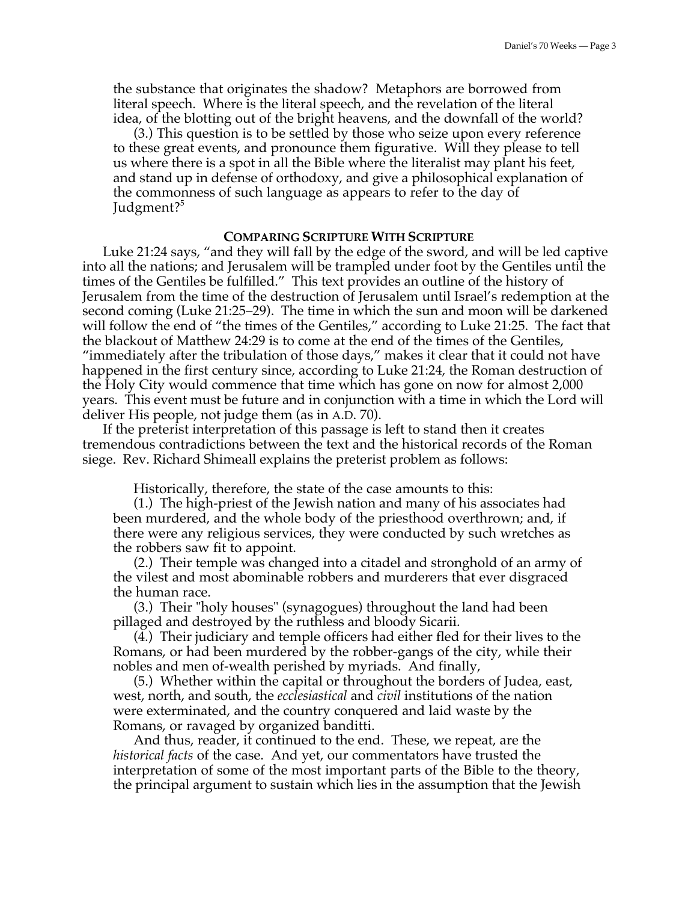> the substance that originates the shadow? Metaphors are borrowed from literal speech. Where is the literal speech, and the revelation of the literal idea, of the blotting out of the bright heavens, and the downfall of the world?
>
> (3.) This question is to be settled by those who seize upon every reference to these great events, and pronounce them figurative. Will they please to tell us where there is a spot in all the Bible where the literalist may plant his feet, and stand up in defense of orthodoxy, and give a philosophical explanation of the commonness of such language as appears to refer to the day of Judgment?[5]

### COMPARING SCRIPTURE WITH SCRIPTURE

Luke 21:24 says, "and they will fall by the edge of the sword, and will be led captive into all the nations; and Jerusalem will be trampled under foot by the Gentiles until the times of the Gentiles be fulfilled." This text provides an outline of the history of Jerusalem from the time of the destruction of Jerusalem until Israel's redemption at the second coming (Luke 21:25–29). The time in which the sun and moon will be darkened will follow the end of "the times of the Gentiles," according to Luke 21:25. The fact that the blackout of Matthew 24:29 is to come at the end of the times of the Gentiles, "immediately after the tribulation of those days," makes it clear that it could not have happened in the first century since, according to Luke 21:24, the Roman destruction of the Holy City would commence that time which has gone on now for almost 2,000 years. This event must be future and in conjunction with a time in which the Lord will deliver His people, not judge them (as in A.D. 70).

If the preterist interpretation of this passage is left to stand then it creates tremendous contradictions between the text and the historical records of the Roman siege. Rev. Richard Shimeall explains the preterist problem as follows:

> Historically, therefore, the state of the case amounts to this:
>
> (1.) The high-priest of the Jewish nation and many of his associates had been murdered, and the whole body of the priesthood overthrown; and, if there were any religious services, they were conducted by such wretches as the robbers saw fit to appoint.
>
> (2.) Their temple was changed into a citadel and stronghold of an army of the vilest and most abominable robbers and murderers that ever disgraced the human race.
>
> (3.) Their "holy houses" (synagogues) throughout the land had been pillaged and destroyed by the ruthless and bloody Sicarii.
>
> (4.) Their judiciary and temple officers had either fled for their lives to the Romans, or had been murdered by the robber-gangs of the city, while their nobles and men of-wealth perished by myriads. And finally,
>
> (5.) Whether within the capital or throughout the borders of Judea, east, west, north, and south, the *ecclesiastical* and *civil* institutions of the nation were exterminated, and the country conquered and laid waste by the Romans, or ravaged by organized banditti.
>
> And thus, reader, it continued to the end. These, we repeat, are the *historical facts* of the case. And yet, our commentators have trusted the interpretation of some of the most important parts of the Bible to the theory, the principal argument to sustain which lies in the assumption that the Jewish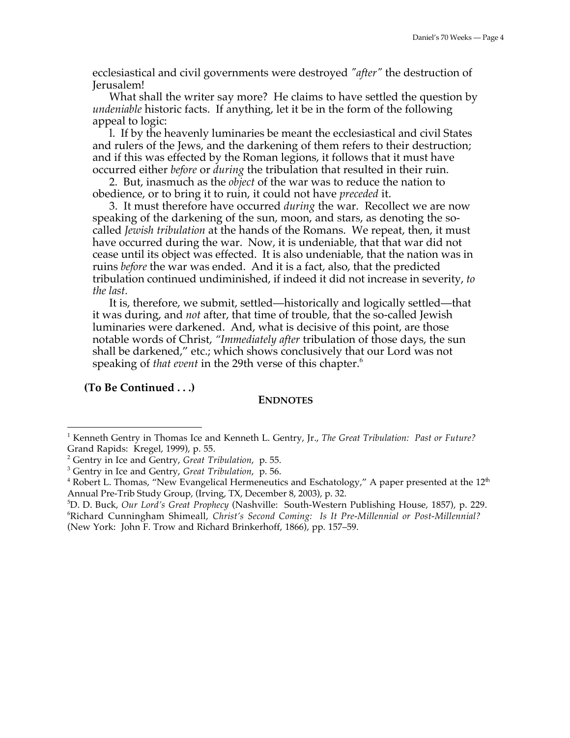ecclesiastical and civil governments were destroyed *"after"* the destruction of Jerusalem!

What shall the writer say more? He claims to have settled the question by *undeniable* historic facts. If anything, let it be in the form of the following appeal to logic:

l. If by the heavenly luminaries be meant the ecclesiastical and civil States and rulers of the Jews, and the darkening of them refers to their destruction; and if this was effected by the Roman legions, it follows that it must have occurred either *before* or *during* the tribulation that resulted in their ruin.

2. But, inasmuch as the *object* of the war was to reduce the nation to obedience, or to bring it to ruin, it could not have *preceded* it.

3. It must therefore have occurred *during* the war. Recollect we are now speaking of the darkening of the sun, moon, and stars, as denoting the so-called *Jewish tribulation* at the hands of the Romans. We repeat, then, it must have occurred during the war. Now, it is undeniable, that that war did not cease until its object was effected. It is also undeniable, that the nation was in ruins *before* the war was ended. And it is a fact, also, that the predicted tribulation continued undiminished, if indeed it did not increase in severity, *to the last.*

It is, therefore, we submit, settled—historically and logically settled—that it was during, and *not* after, that time of trouble, that the so-called Jewish luminaries were darkened. And, what is decisive of this point, are those notable words of Christ, *"Immediately after* tribulation of those days, the sun shall be darkened," etc.; which shows conclusively that our Lord was not speaking of *that event* in the 29th verse of this chapter.[6]

**(To Be Continued . . .)**

**ENDNOTES**

[1] Kenneth Gentry in Thomas Ice and Kenneth L. Gentry, Jr., *The Great Tribulation: Past or Future?* Grand Rapids: Kregel, 1999), p. 55.

[2] Gentry in Ice and Gentry, *Great Tribulation*, p. 55.

[3] Gentry in Ice and Gentry, *Great Tribulation*, p. 56.

[4] Robert L. Thomas, "New Evangelical Hermeneutics and Eschatology," A paper presented at the 12th Annual Pre-Trib Study Group, (Irving, TX, December 8, 2003), p. 32.

[5] D. D. Buck, *Our Lord's Great Prophecy* (Nashville: South-Western Publishing House, 1857), p. 229.

[6] Richard Cunningham Shimeall, *Christ's Second Coming: Is It Pre-Millennial or Post-Millennial?* (New York: John F. Trow and Richard Brinkerhoff, 1866), pp. 157–59.